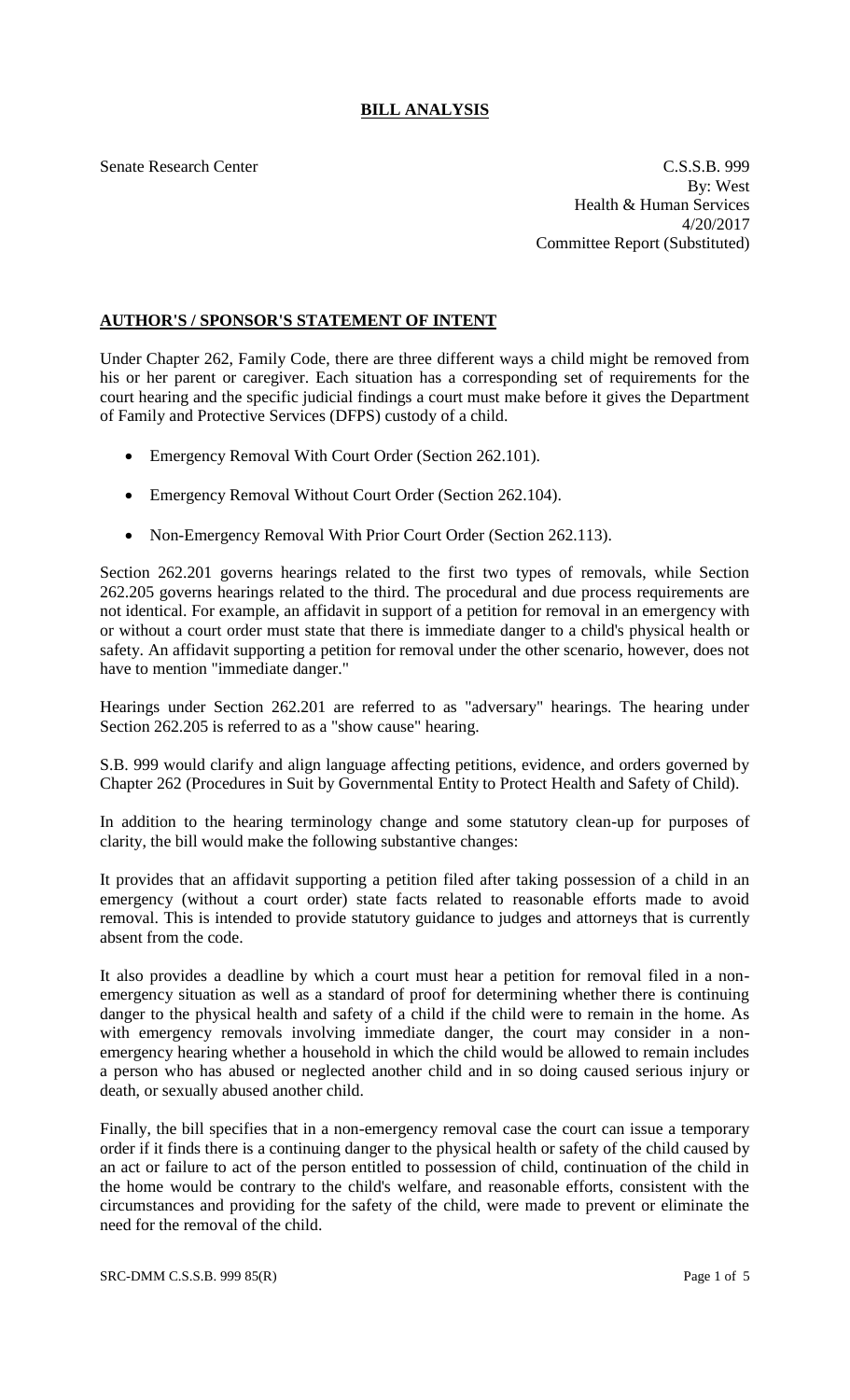# BILL ANALYSIS

Senate Research Center

C.S.S.B. 999
By: West
Health & Human Services
4/20/2017
Committee Report (Substituted)

## AUTHOR'S / SPONSOR'S STATEMENT OF INTENT

Under Chapter 262, Family Code, there are three different ways a child might be removed from his or her parent or caregiver. Each situation has a corresponding set of requirements for the court hearing and the specific judicial findings a court must make before it gives the Department of Family and Protective Services (DFPS) custody of a child.

- Emergency Removal With Court Order (Section 262.101).
- Emergency Removal Without Court Order (Section 262.104).
- Non-Emergency Removal With Prior Court Order (Section 262.113).

Section 262.201 governs hearings related to the first two types of removals, while Section 262.205 governs hearings related to the third. The procedural and due process requirements are not identical. For example, an affidavit in support of a petition for removal in an emergency with or without a court order must state that there is immediate danger to a child's physical health or safety. An affidavit supporting a petition for removal under the other scenario, however, does not have to mention "immediate danger."

Hearings under Section 262.201 are referred to as "adversary" hearings. The hearing under Section 262.205 is referred to as a "show cause" hearing.

S.B. 999 would clarify and align language affecting petitions, evidence, and orders governed by Chapter 262 (Procedures in Suit by Governmental Entity to Protect Health and Safety of Child).

In addition to the hearing terminology change and some statutory clean-up for purposes of clarity, the bill would make the following substantive changes:

It provides that an affidavit supporting a petition filed after taking possession of a child in an emergency (without a court order) state facts related to reasonable efforts made to avoid removal. This is intended to provide statutory guidance to judges and attorneys that is currently absent from the code.

It also provides a deadline by which a court must hear a petition for removal filed in a non-emergency situation as well as a standard of proof for determining whether there is continuing danger to the physical health and safety of a child if the child were to remain in the home. As with emergency removals involving immediate danger, the court may consider in a non-emergency hearing whether a household in which the child would be allowed to remain includes a person who has abused or neglected another child and in so doing caused serious injury or death, or sexually abused another child.

Finally, the bill specifies that in a non-emergency removal case the court can issue a temporary order if it finds there is a continuing danger to the physical health or safety of the child caused by an act or failure to act of the person entitled to possession of child, continuation of the child in the home would be contrary to the child's welfare, and reasonable efforts, consistent with the circumstances and providing for the safety of the child, were made to prevent or eliminate the need for the removal of the child.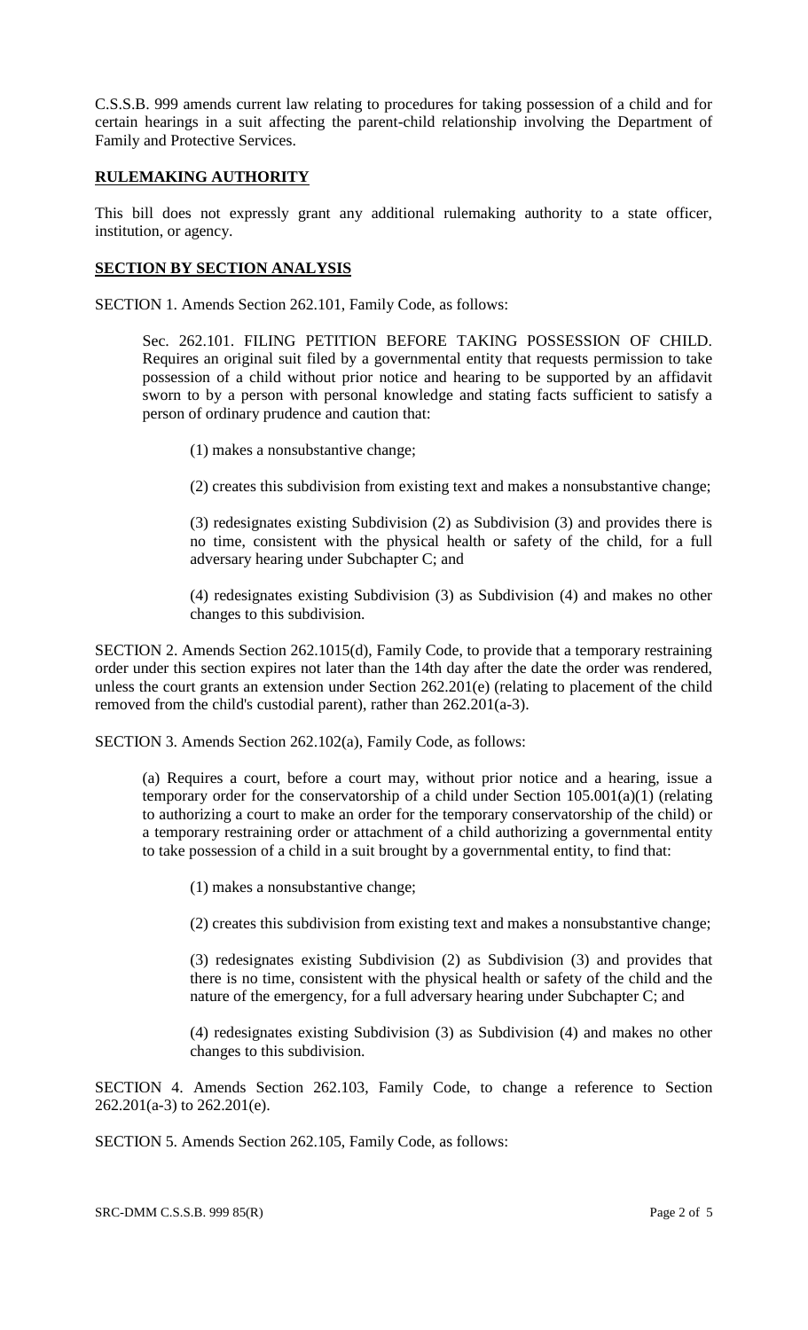C.S.S.B. 999 amends current law relating to procedures for taking possession of a child and for certain hearings in a suit affecting the parent-child relationship involving the Department of Family and Protective Services.

**RULEMAKING AUTHORITY**

This bill does not expressly grant any additional rulemaking authority to a state officer, institution, or agency.

**SECTION BY SECTION ANALYSIS**

SECTION 1. Amends Section 262.101, Family Code, as follows:

Sec. 262.101. FILING PETITION BEFORE TAKING POSSESSION OF CHILD. Requires an original suit filed by a governmental entity that requests permission to take possession of a child without prior notice and hearing to be supported by an affidavit sworn to by a person with personal knowledge and stating facts sufficient to satisfy a person of ordinary prudence and caution that:

(1) makes a nonsubstantive change;

(2) creates this subdivision from existing text and makes a nonsubstantive change;

(3) redesignates existing Subdivision (2) as Subdivision (3) and provides there is no time, consistent with the physical health or safety of the child, for a full adversary hearing under Subchapter C; and

(4) redesignates existing Subdivision (3) as Subdivision (4) and makes no other changes to this subdivision.

SECTION 2. Amends Section 262.1015(d), Family Code, to provide that a temporary restraining order under this section expires not later than the 14th day after the date the order was rendered, unless the court grants an extension under Section 262.201(e) (relating to placement of the child removed from the child's custodial parent), rather than 262.201(a-3).

SECTION 3. Amends Section 262.102(a), Family Code, as follows:

(a) Requires a court, before a court may, without prior notice and a hearing, issue a temporary order for the conservatorship of a child under Section 105.001(a)(1) (relating to authorizing a court to make an order for the temporary conservatorship of the child) or a temporary restraining order or attachment of a child authorizing a governmental entity to take possession of a child in a suit brought by a governmental entity, to find that:

(1) makes a nonsubstantive change;

(2) creates this subdivision from existing text and makes a nonsubstantive change;

(3) redesignates existing Subdivision (2) as Subdivision (3) and provides that there is no time, consistent with the physical health or safety of the child and the nature of the emergency, for a full adversary hearing under Subchapter C; and

(4) redesignates existing Subdivision (3) as Subdivision (4) and makes no other changes to this subdivision.

SECTION 4. Amends Section 262.103, Family Code, to change a reference to Section 262.201(a-3) to 262.201(e).

SECTION 5. Amends Section 262.105, Family Code, as follows: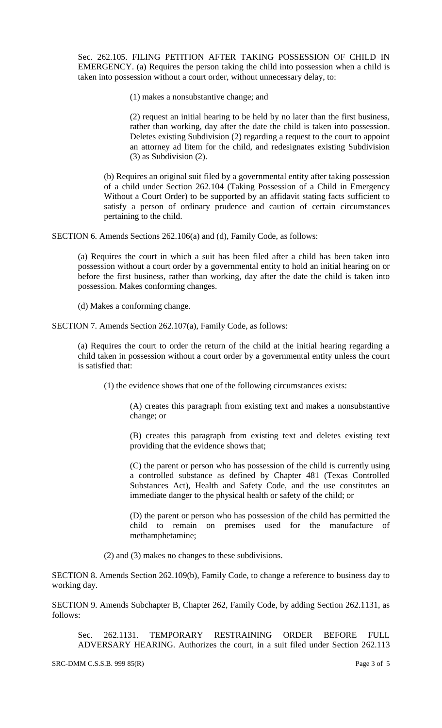Sec. 262.105. FILING PETITION AFTER TAKING POSSESSION OF CHILD IN EMERGENCY. (a) Requires the person taking the child into possession when a child is taken into possession without a court order, without unnecessary delay, to:

(1) makes a nonsubstantive change; and

(2) request an initial hearing to be held by no later than the first business, rather than working, day after the date the child is taken into possession. Deletes existing Subdivision (2) regarding a request to the court to appoint an attorney ad litem for the child, and redesignates existing Subdivision (3) as Subdivision (2).

(b) Requires an original suit filed by a governmental entity after taking possession of a child under Section 262.104 (Taking Possession of a Child in Emergency Without a Court Order) to be supported by an affidavit stating facts sufficient to satisfy a person of ordinary prudence and caution of certain circumstances pertaining to the child.

SECTION 6. Amends Sections 262.106(a) and (d), Family Code, as follows:

(a) Requires the court in which a suit has been filed after a child has been taken into possession without a court order by a governmental entity to hold an initial hearing on or before the first business, rather than working, day after the date the child is taken into possession. Makes conforming changes.

(d) Makes a conforming change.

SECTION 7. Amends Section 262.107(a), Family Code, as follows:

(a) Requires the court to order the return of the child at the initial hearing regarding a child taken in possession without a court order by a governmental entity unless the court is satisfied that:

(1) the evidence shows that one of the following circumstances exists:

(A) creates this paragraph from existing text and makes a nonsubstantive change; or

(B) creates this paragraph from existing text and deletes existing text providing that the evidence shows that;

(C) the parent or person who has possession of the child is currently using a controlled substance as defined by Chapter 481 (Texas Controlled Substances Act), Health and Safety Code, and the use constitutes an immediate danger to the physical health or safety of the child; or

(D) the parent or person who has possession of the child has permitted the child to remain on premises used for the manufacture of methamphetamine;

(2) and (3) makes no changes to these subdivisions.

SECTION 8. Amends Section 262.109(b), Family Code, to change a reference to business day to working day.

SECTION 9. Amends Subchapter B, Chapter 262, Family Code, by adding Section 262.1131, as follows:

Sec. 262.1131. TEMPORARY RESTRAINING ORDER BEFORE FULL ADVERSARY HEARING. Authorizes the court, in a suit filed under Section 262.113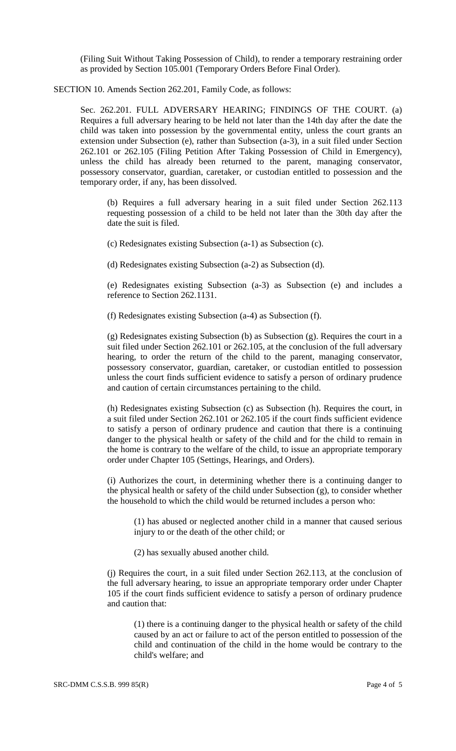(Filing Suit Without Taking Possession of Child), to render a temporary restraining order as provided by Section 105.001 (Temporary Orders Before Final Order).

SECTION 10. Amends Section 262.201, Family Code, as follows:

Sec. 262.201. FULL ADVERSARY HEARING; FINDINGS OF THE COURT. (a) Requires a full adversary hearing to be held not later than the 14th day after the date the child was taken into possession by the governmental entity, unless the court grants an extension under Subsection (e), rather than Subsection (a-3), in a suit filed under Section 262.101 or 262.105 (Filing Petition After Taking Possession of Child in Emergency), unless the child has already been returned to the parent, managing conservator, possessory conservator, guardian, caretaker, or custodian entitled to possession and the temporary order, if any, has been dissolved.

(b) Requires a full adversary hearing in a suit filed under Section 262.113 requesting possession of a child to be held not later than the 30th day after the date the suit is filed.

(c) Redesignates existing Subsection (a-1) as Subsection (c).

(d) Redesignates existing Subsection (a-2) as Subsection (d).

(e) Redesignates existing Subsection (a-3) as Subsection (e) and includes a reference to Section 262.1131.

(f) Redesignates existing Subsection (a-4) as Subsection (f).

(g) Redesignates existing Subsection (b) as Subsection (g). Requires the court in a suit filed under Section 262.101 or 262.105, at the conclusion of the full adversary hearing, to order the return of the child to the parent, managing conservator, possessory conservator, guardian, caretaker, or custodian entitled to possession unless the court finds sufficient evidence to satisfy a person of ordinary prudence and caution of certain circumstances pertaining to the child.

(h) Redesignates existing Subsection (c) as Subsection (h). Requires the court, in a suit filed under Section 262.101 or 262.105 if the court finds sufficient evidence to satisfy a person of ordinary prudence and caution that there is a continuing danger to the physical health or safety of the child and for the child to remain in the home is contrary to the welfare of the child, to issue an appropriate temporary order under Chapter 105 (Settings, Hearings, and Orders).

(i) Authorizes the court, in determining whether there is a continuing danger to the physical health or safety of the child under Subsection (g), to consider whether the household to which the child would be returned includes a person who:

(1) has abused or neglected another child in a manner that caused serious injury to or the death of the other child; or

(2) has sexually abused another child.

(j) Requires the court, in a suit filed under Section 262.113, at the conclusion of the full adversary hearing, to issue an appropriate temporary order under Chapter 105 if the court finds sufficient evidence to satisfy a person of ordinary prudence and caution that:

(1) there is a continuing danger to the physical health or safety of the child caused by an act or failure to act of the person entitled to possession of the child and continuation of the child in the home would be contrary to the child's welfare; and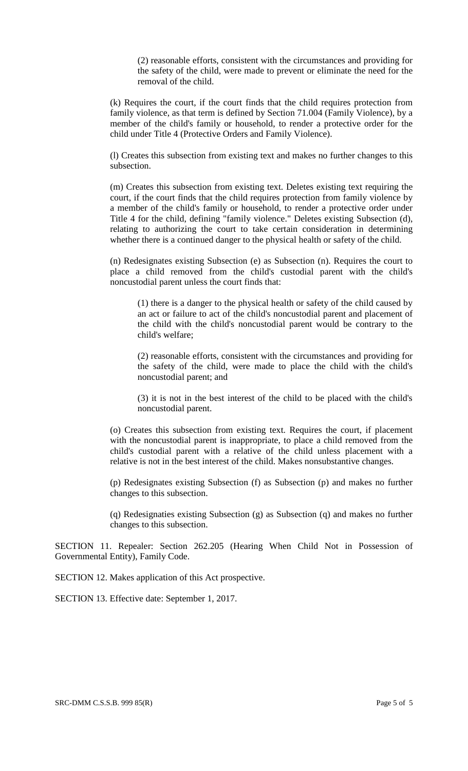(2) reasonable efforts, consistent with the circumstances and providing for the safety of the child, were made to prevent or eliminate the need for the removal of the child.

(k) Requires the court, if the court finds that the child requires protection from family violence, as that term is defined by Section 71.004 (Family Violence), by a member of the child's family or household, to render a protective order for the child under Title 4 (Protective Orders and Family Violence).

(l) Creates this subsection from existing text and makes no further changes to this subsection.

(m) Creates this subsection from existing text. Deletes existing text requiring the court, if the court finds that the child requires protection from family violence by a member of the child's family or household, to render a protective order under Title 4 for the child, defining "family violence." Deletes existing Subsection (d), relating to authorizing the court to take certain consideration in determining whether there is a continued danger to the physical health or safety of the child.

(n) Redesignates existing Subsection (e) as Subsection (n). Requires the court to place a child removed from the child's custodial parent with the child's noncustodial parent unless the court finds that:

(1) there is a danger to the physical health or safety of the child caused by an act or failure to act of the child's noncustodial parent and placement of the child with the child's noncustodial parent would be contrary to the child's welfare;

(2) reasonable efforts, consistent with the circumstances and providing for the safety of the child, were made to place the child with the child's noncustodial parent; and

(3) it is not in the best interest of the child to be placed with the child's noncustodial parent.

(o) Creates this subsection from existing text. Requires the court, if placement with the noncustodial parent is inappropriate, to place a child removed from the child's custodial parent with a relative of the child unless placement with a relative is not in the best interest of the child. Makes nonsubstantive changes.

(p) Redesignates existing Subsection (f) as Subsection (p) and makes no further changes to this subsection.

(q) Redesignaties existing Subsection (g) as Subsection (q) and makes no further changes to this subsection.

SECTION 11. Repealer: Section 262.205 (Hearing When Child Not in Possession of Governmental Entity), Family Code.

SECTION 12. Makes application of this Act prospective.

SECTION 13. Effective date: September 1, 2017.

SRC-DMM C.S.S.B. 999 85(R)